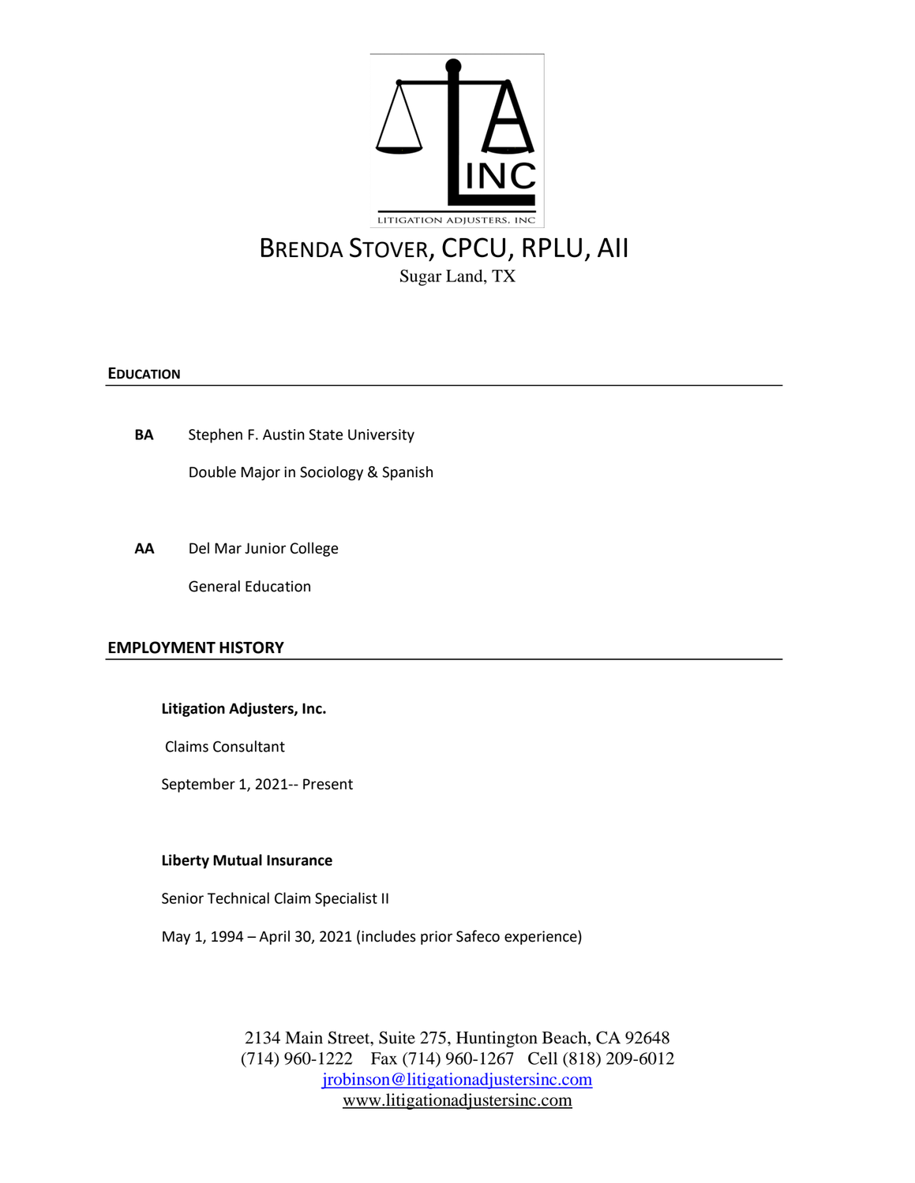# BRENDA STOVER, CPCU, RPLU, AII

Sugar Land, TX

## EDUCATION

**BA** Stephen F. Austin State University

Double Major in Sociology & Spanish

**AA** Del Mar Junior College

General Education

## EMPLOYMENT HISTORY

**Litigation Adjusters, Inc.**

Claims Consultant

September 1, 2021-- Present

**Liberty Mutual Insurance**

Senior Technical Claim Specialist II

May 1, 1994 – April 30, 2021 (includes prior Safeco experience)

2134 Main Street, Suite 275, Huntington Beach, CA 92648
(714) 960-1222 Fax (714) 960-1267 Cell (818) 209-6012
jrobinson@litigationadjustersinc.com
www.litigationadjustersinc.com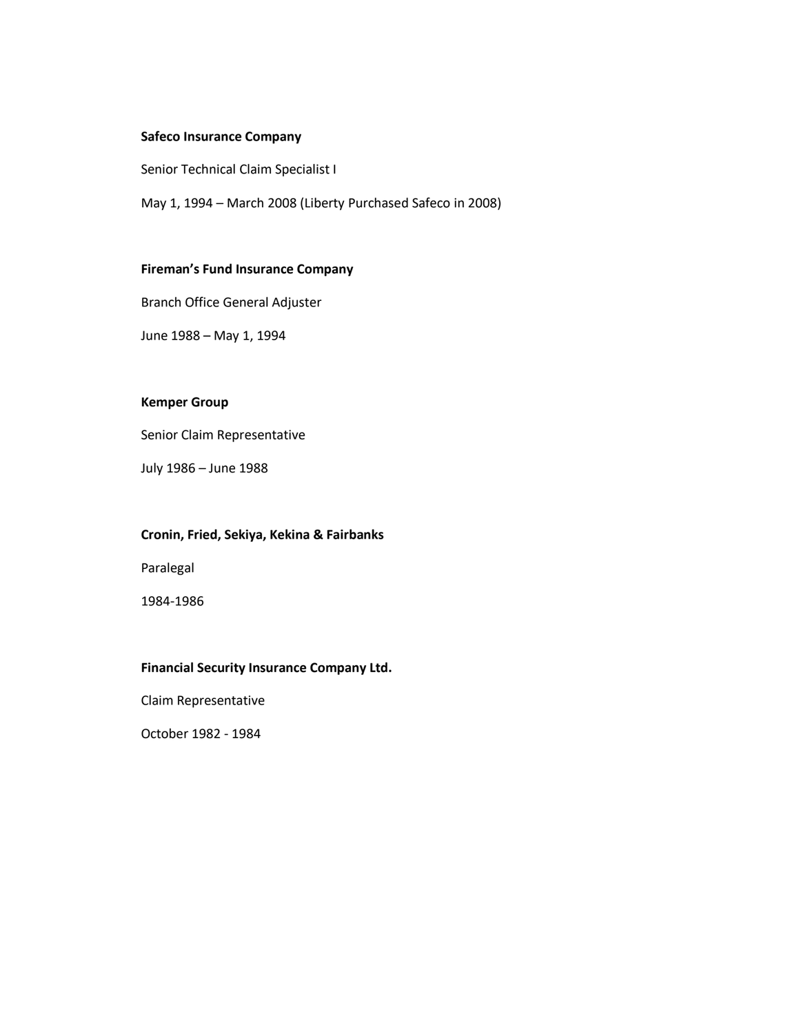**Safeco Insurance Company**

Senior Technical Claim Specialist I

May 1, 1994 – March 2008 (Liberty Purchased Safeco in 2008)

**Fireman's Fund Insurance Company**

Branch Office General Adjuster

June 1988 – May 1, 1994

**Kemper Group**

Senior Claim Representative

July 1986 – June 1988

**Cronin, Fried, Sekiya, Kekina & Fairbanks**

Paralegal

1984-1986

**Financial Security Insurance Company Ltd.**

Claim Representative

October 1982 - 1984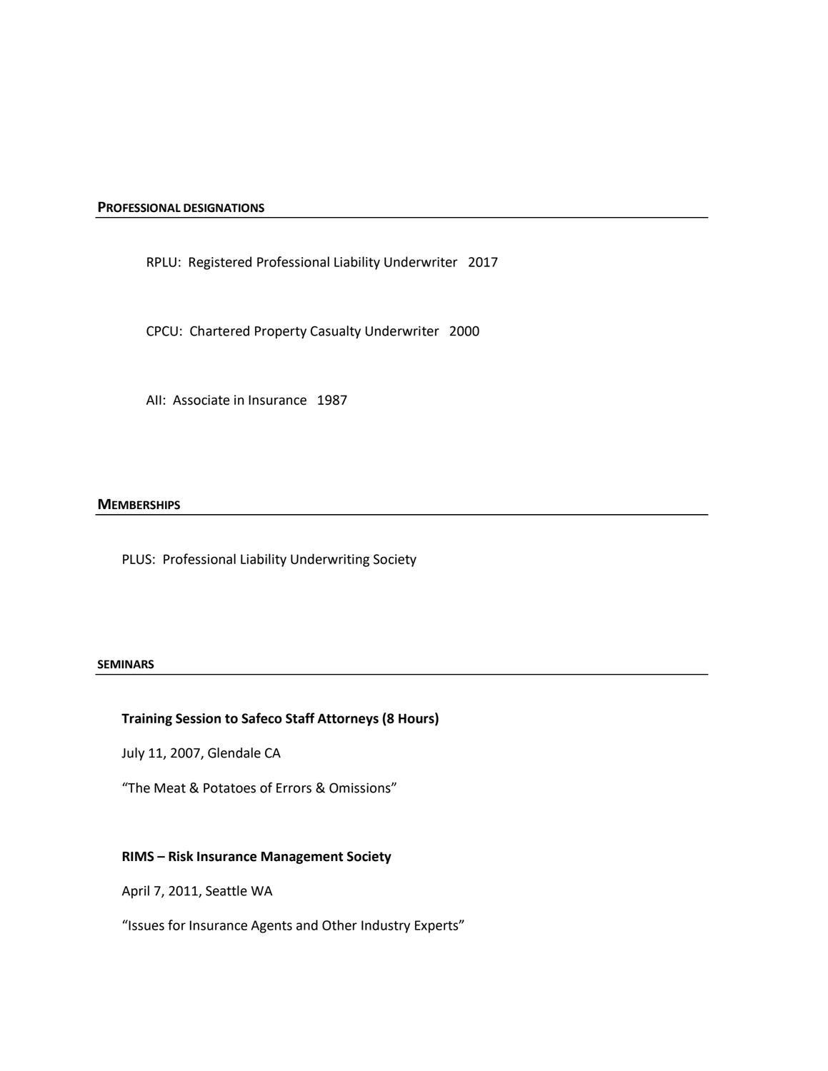## PROFESSIONAL DESIGNATIONS

RPLU: Registered Professional Liability Underwriter 2017

CPCU: Chartered Property Casualty Underwriter 2000

AII: Associate in Insurance 1987

## MEMBERSHIPS

PLUS: Professional Liability Underwriting Society

## SEMINARS

**Training Session to Safeco Staff Attorneys (8 Hours)**

July 11, 2007, Glendale CA

"The Meat & Potatoes of Errors & Omissions"

**RIMS – Risk Insurance Management Society**

April 7, 2011, Seattle WA

"Issues for Insurance Agents and Other Industry Experts"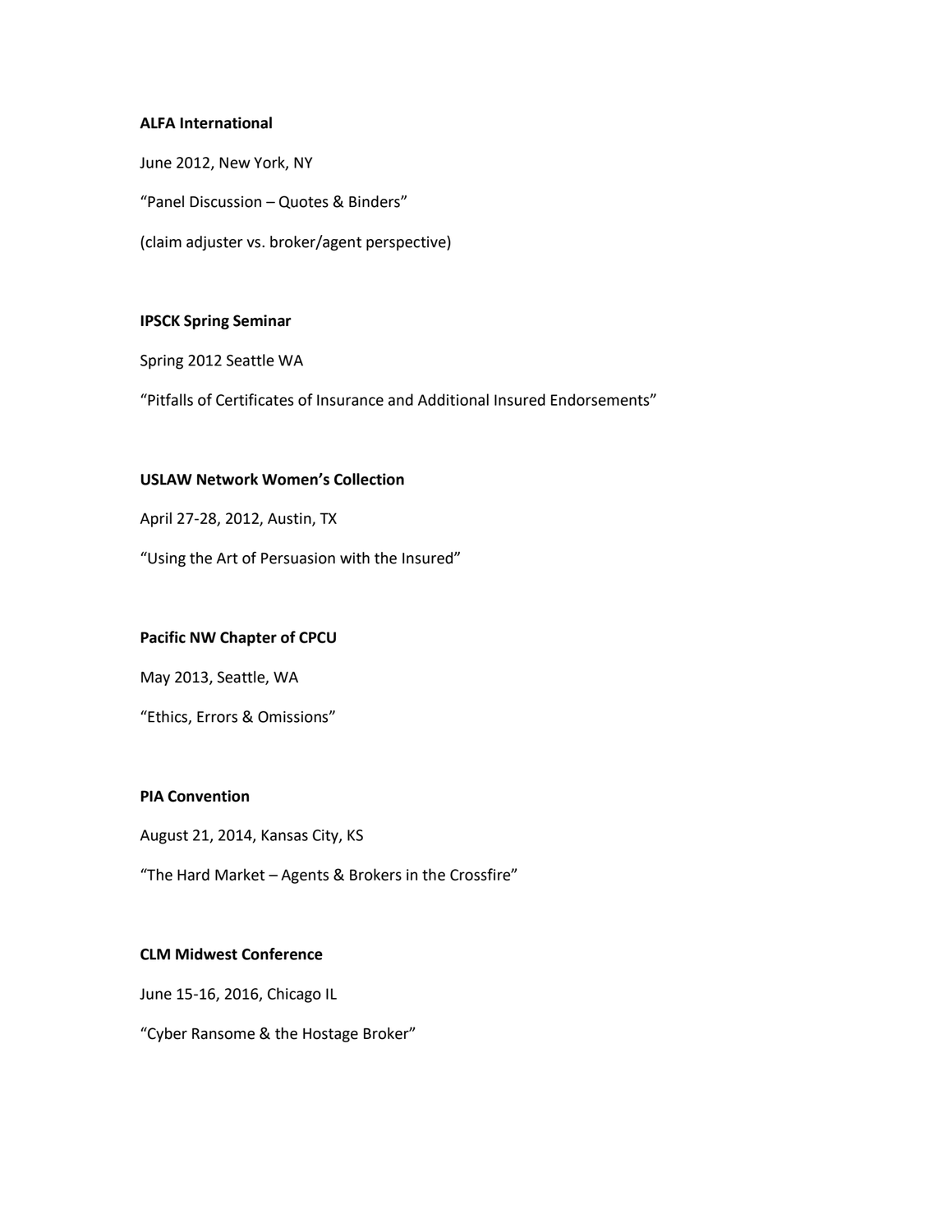**ALFA International**

June 2012, New York, NY

“Panel Discussion – Quotes & Binders”

(claim adjuster vs. broker/agent perspective)

**IPSCK Spring Seminar**

Spring 2012 Seattle WA

“Pitfalls of Certificates of Insurance and Additional Insured Endorsements”

**USLAW Network Women’s Collection**

April 27-28, 2012, Austin, TX

“Using the Art of Persuasion with the Insured”

**Pacific NW Chapter of CPCU**

May 2013, Seattle, WA

“Ethics, Errors & Omissions”

**PIA Convention**

August 21, 2014, Kansas City, KS

“The Hard Market – Agents & Brokers in the Crossfire”

**CLM Midwest Conference**

June 15-16, 2016, Chicago IL

“Cyber Ransome & the Hostage Broker”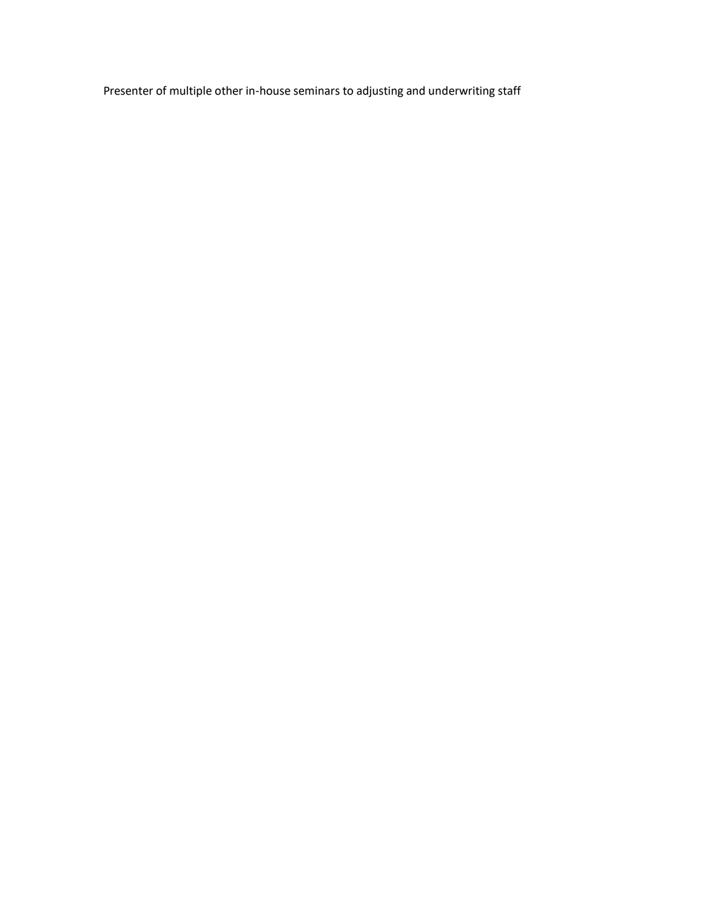Presenter of multiple other in-house seminars to adjusting and underwriting staff